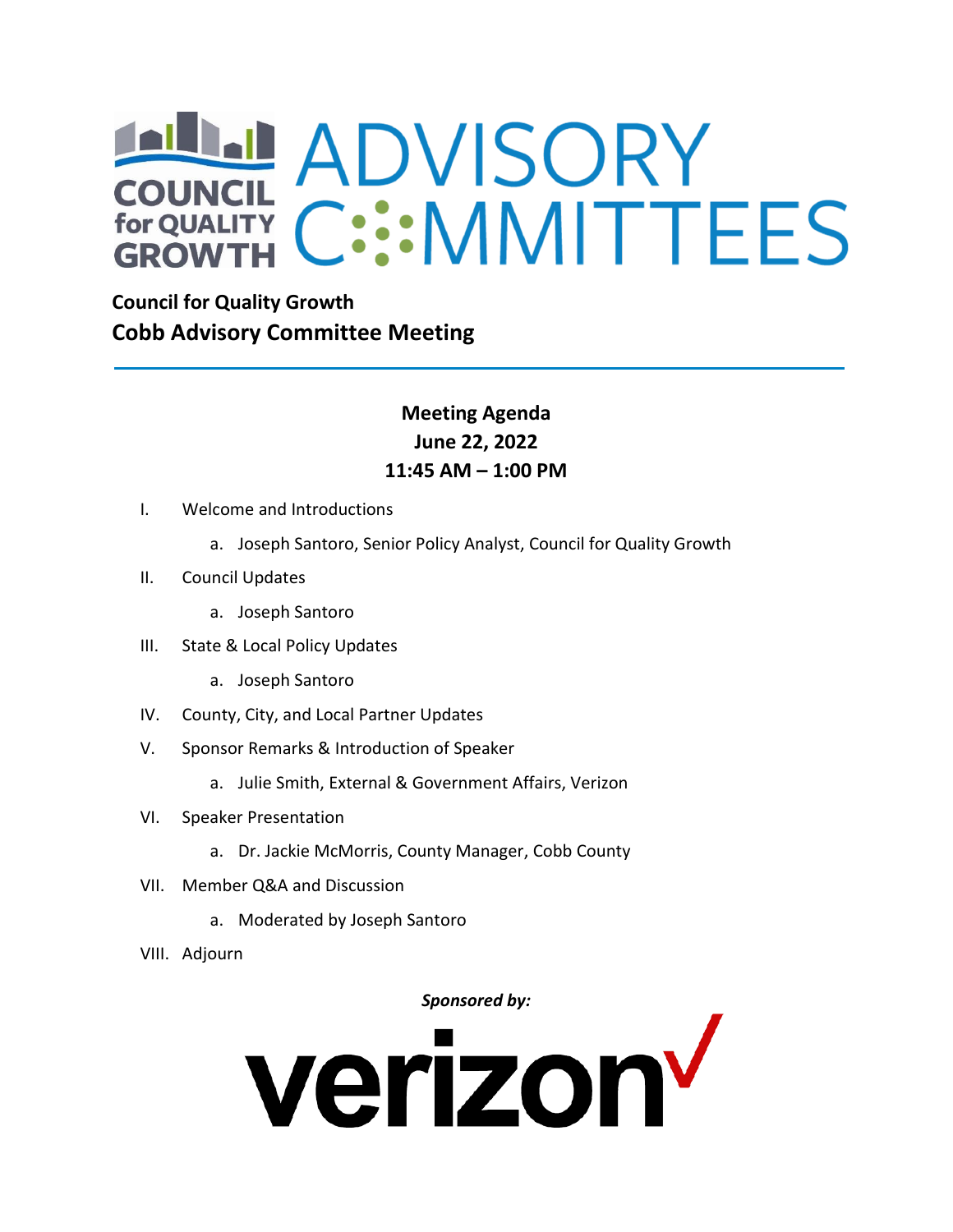# ADVISORY COMMITTEES

**Council for Quality Growth**

## Cobb Advisory Committee Meeting

---

**Meeting Agenda**
**June 22, 2022**
**11:45 AM – 1:00 PM**

I. Welcome and Introductions
   a. Joseph Santoro, Senior Policy Analyst, Council for Quality Growth

II. Council Updates
   a. Joseph Santoro

III. State & Local Policy Updates
   a. Joseph Santoro

IV. County, City, and Local Partner Updates

V. Sponsor Remarks & Introduction of Speaker
   a. Julie Smith, External & Government Affairs, Verizon

VI. Speaker Presentation
   a. Dr. Jackie McMorris, County Manager, Cobb County

VII. Member Q&A and Discussion
   a. Moderated by Joseph Santoro

VIII. Adjourn

*Sponsored by:*

verizon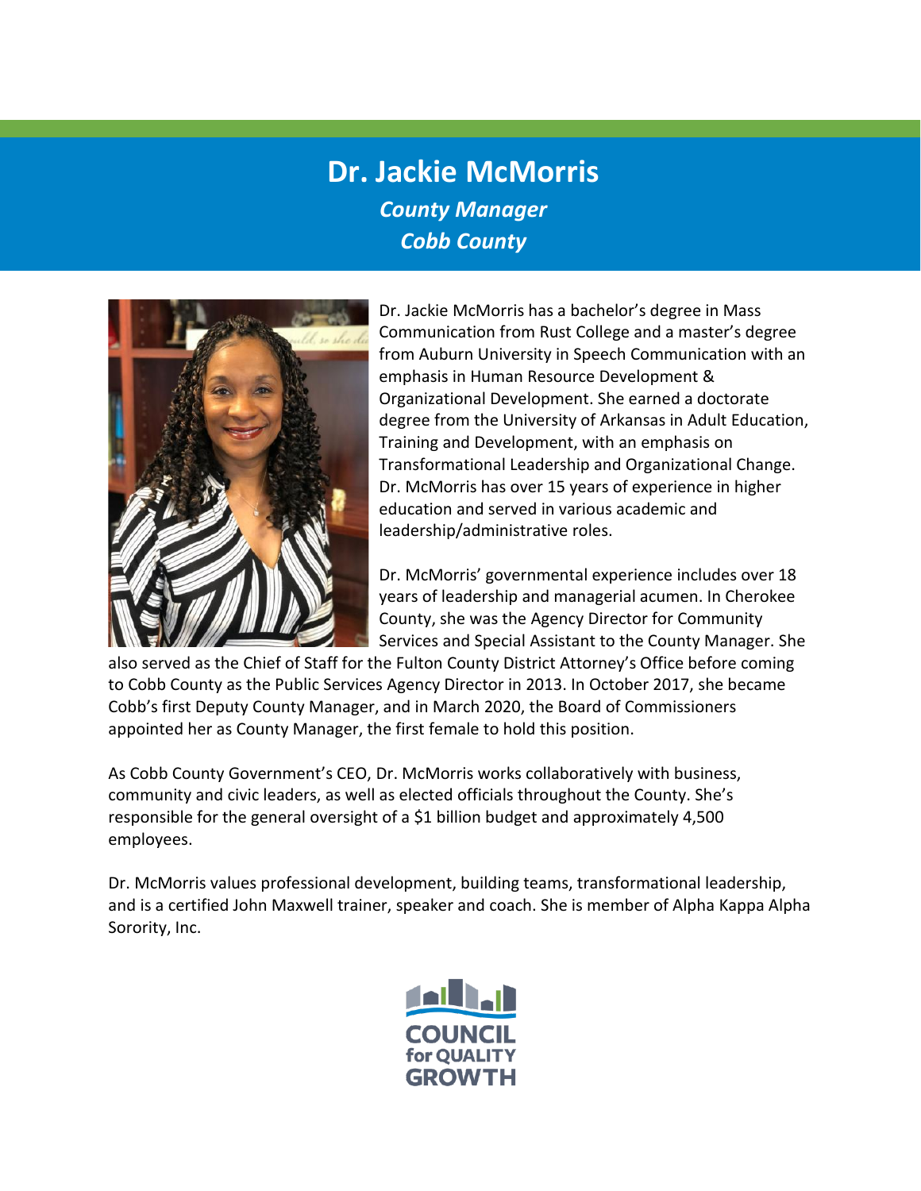# Dr. Jackie McMorris

***County Manager***

***Cobb County***

Dr. Jackie McMorris has a bachelor's degree in Mass Communication from Rust College and a master's degree from Auburn University in Speech Communication with an emphasis in Human Resource Development & Organizational Development. She earned a doctorate degree from the University of Arkansas in Adult Education, Training and Development, with an emphasis on Transformational Leadership and Organizational Change. Dr. McMorris has over 15 years of experience in higher education and served in various academic and leadership/administrative roles.

Dr. McMorris' governmental experience includes over 18 years of leadership and managerial acumen. In Cherokee County, she was the Agency Director for Community Services and Special Assistant to the County Manager. She also served as the Chief of Staff for the Fulton County District Attorney's Office before coming to Cobb County as the Public Services Agency Director in 2013. In October 2017, she became Cobb's first Deputy County Manager, and in March 2020, the Board of Commissioners appointed her as County Manager, the first female to hold this position.

As Cobb County Government's CEO, Dr. McMorris works collaboratively with business, community and civic leaders, as well as elected officials throughout the County. She's responsible for the general oversight of a $1 billion budget and approximately 4,500 employees.

Dr. McMorris values professional development, building teams, transformational leadership, and is a certified John Maxwell trainer, speaker and coach. She is member of Alpha Kappa Alpha Sorority, Inc.

COUNCIL for QUALITY GROWTH